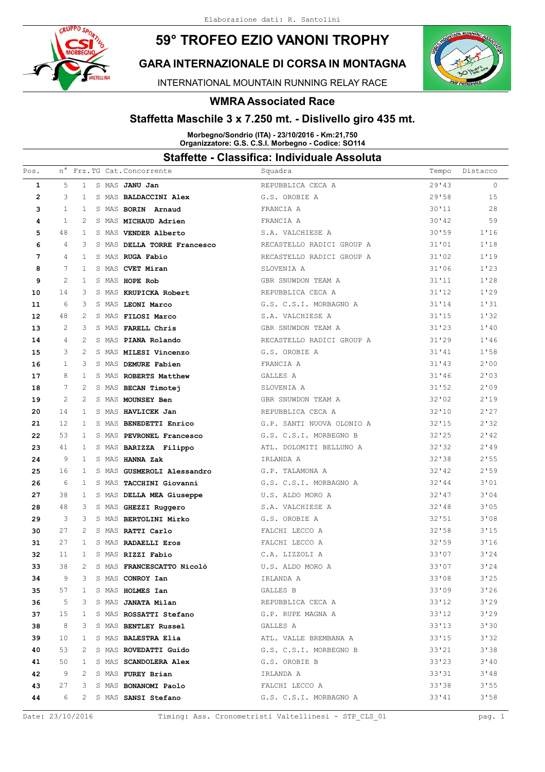Elaborazione dati: R. Santolini

# 59° TROFEO EZIO VANONI TROPHY

## GARA INTERNAZIONALE DI CORSA IN MONTAGNA

INTERNATIONAL MOUNTAIN RUNNING RELAY RACE

### WMRA Associated Race

### Staffetta Maschile 3 x 7.250 mt. - Dislivello giro 435 mt.

**Morbegno/Sondrio (ITA) - 23/10/2016 - Km:21,750**
**Organizzatore: G.S. C.S.I. Morbegno - Codice: SO114**

### Staffette - Classifica: Individuale Assoluta

| Pos. | n° | Frz. | TG | Cat. | Concorrente | Squadra | Tempo | Distacco |
|---|---|---|---|---|---|---|---|---|
| 1 | 5 | 1 | S | MAS | **JANU Jan** | REPUBBLICA CECA A | 29'43 | 0 |
| 2 | 3 | 1 | S | MAS | **BALDACCINI Alex** | G.S. OROBIE A | 29'58 | 15 |
| 3 | 1 | 1 | S | MAS | **BORIN Arnaud** | FRANCIA A | 30'11 | 28 |
| 4 | 1 | 2 | S | MAS | **MICHAUD Adrien** | FRANCIA A | 30'42 | 59 |
| 5 | 48 | 1 | S | MAS | **VENDER Alberto** | S.A. VALCHIESE A | 30'59 | 1'16 |
| 6 | 4 | 3 | S | MAS | **DELLA TORRE Francesco** | RECASTELLO RADICI GROUP A | 31'01 | 1'18 |
| 7 | 4 | 1 | S | MAS | **RUGA Fabio** | RECASTELLO RADICI GROUP A | 31'02 | 1'19 |
| 8 | 7 | 1 | S | MAS | **CVET Miran** | SLOVENIA A | 31'06 | 1'23 |
| 9 | 2 | 1 | S | MAS | **HOPE Rob** | GBR SNUWDON TEAM A | 31'11 | 1'28 |
| 10 | 14 | 3 | S | MAS | **KRUPICKA Robert** | REPUBBLICA CECA A | 31'12 | 1'29 |
| 11 | 6 | 3 | S | MAS | **LEONI Marco** | G.S. C.S.I. MORBAGNO A | 31'14 | 1'31 |
| 12 | 48 | 2 | S | MAS | **FILOSI Marco** | S.A. VALCHIESE A | 31'15 | 1'32 |
| 13 | 2 | 3 | S | MAS | **FARELL Chris** | GBR SNUWDON TEAM A | 31'23 | 1'40 |
| 14 | 4 | 2 | S | MAS | **PIANA Rolando** | RECASTELLO RADICI GROUP A | 31'29 | 1'46 |
| 15 | 3 | 2 | S | MAS | **MILESI Vincenzo** | G.S. OROBIE A | 31'41 | 1'58 |
| 16 | 1 | 3 | S | MAS | **DEMURE Fabien** | FRANCIA A | 31'43 | 2'00 |
| 17 | 8 | 1 | S | MAS | **ROBERTS Matthew** | GALLES A | 31'46 | 2'03 |
| 18 | 7 | 2 | S | MAS | **BECAN Timotej** | SLOVENIA A | 31'52 | 2'09 |
| 19 | 2 | 2 | S | MAS | **MOUNSEY Ben** | GBR SNUWDON TEAM A | 32'02 | 2'19 |
| 20 | 14 | 1 | S | MAS | **HAVLICEK Jan** | REPUBBLICA CECA A | 32'10 | 2'27 |
| 21 | 12 | 1 | S | MAS | **BENEDETTI Enrico** | G.P. SANTI NUOVA OLONIO A | 32'15 | 2'32 |
| 22 | 53 | 1 | S | MAS | **PEVRONEL Francesco** | G.S. C.S.I. MORBEGNO B | 32'25 | 2'42 |
| 23 | 41 | 1 | S | MAS | **BARIZZA Filippo** | ATL. DOLOMITI BELLUNO A | 32'32 | 2'49 |
| 24 | 9 | 1 | S | MAS | **HANNA Zak** | IRLANDA A | 32'38 | 2'55 |
| 25 | 16 | 1 | S | MAS | **GUSMEROLI Alessandro** | G.P. TALAMONA A | 32'42 | 2'59 |
| 26 | 6 | 1 | S | MAS | **TACCHINI Giovanni** | G.S. C.S.I. MORBAGNO A | 32'44 | 3'01 |
| 27 | 38 | 1 | S | MAS | **DELLA MEA Giuseppe** | U.S. ALDO MORO A | 32'47 | 3'04 |
| 28 | 48 | 3 | S | MAS | **GHEZZI Ruggero** | S.A. VALCHIESE A | 32'48 | 3'05 |
| 29 | 3 | 3 | S | MAS | **BERTOLINI Mirko** | G.S. OROBIE A | 32'51 | 3'08 |
| 30 | 27 | 2 | S | MAS | **RATTI Carlo** | FALCHI LECCO A | 32'58 | 3'15 |
| 31 | 27 | 1 | S | MAS | **RADAELLI Eros** | FALCHI LECCO A | 32'59 | 3'16 |
| 32 | 11 | 1 | S | MAS | **RIZZI Fabio** | C.A. LIZZOLI A | 33'07 | 3'24 |
| 33 | 38 | 2 | S | MAS | **FRANCESCATTO Nicolò** | U.S. ALDO MORO A | 33'07 | 3'24 |
| 34 | 9 | 3 | S | MAS | **CONROY Ian** | IRLANDA A | 33'08 | 3'25 |
| 35 | 57 | 1 | S | MAS | **HOLMES Ian** | GALLES B | 33'09 | 3'26 |
| 36 | 5 | 3 | S | MAS | **JANATA Milan** | REPUBBLICA CECA A | 33'12 | 3'29 |
| 37 | 15 | 1 | S | MAS | **ROSSATTI Stefano** | G.P. RUPE MAGNA A | 33'12 | 3'29 |
| 38 | 8 | 3 | S | MAS | **BENTLEY Russel** | GALLES A | 33'13 | 3'30 |
| 39 | 10 | 1 | S | MAS | **BALESTRA Elia** | ATL. VALLE BREMBANA A | 33'15 | 3'32 |
| 40 | 53 | 2 | S | MAS | **ROVEDATTI Guido** | G.S. C.S.I. MORBEGNO B | 33'21 | 3'38 |
| 41 | 50 | 1 | S | MAS | **SCANDOLERA Alex** | G.S. OROBIE B | 33'23 | 3'40 |
| 42 | 9 | 2 | S | MAS | **FUREY Brian** | IRLANDA A | 33'31 | 3'48 |
| 43 | 27 | 3 | S | MAS | **BONANOMI Paolo** | FALCHI LECCO A | 33'38 | 3'55 |
| 44 | 6 | 2 | S | MAS | **SANSI Stefano** | G.S. C.S.I. MORBAGNO A | 33'41 | 3'58 |

Date: 23/10/2016 Timing: Ass. Cronometristi Valtellinesi - STP_CLS_01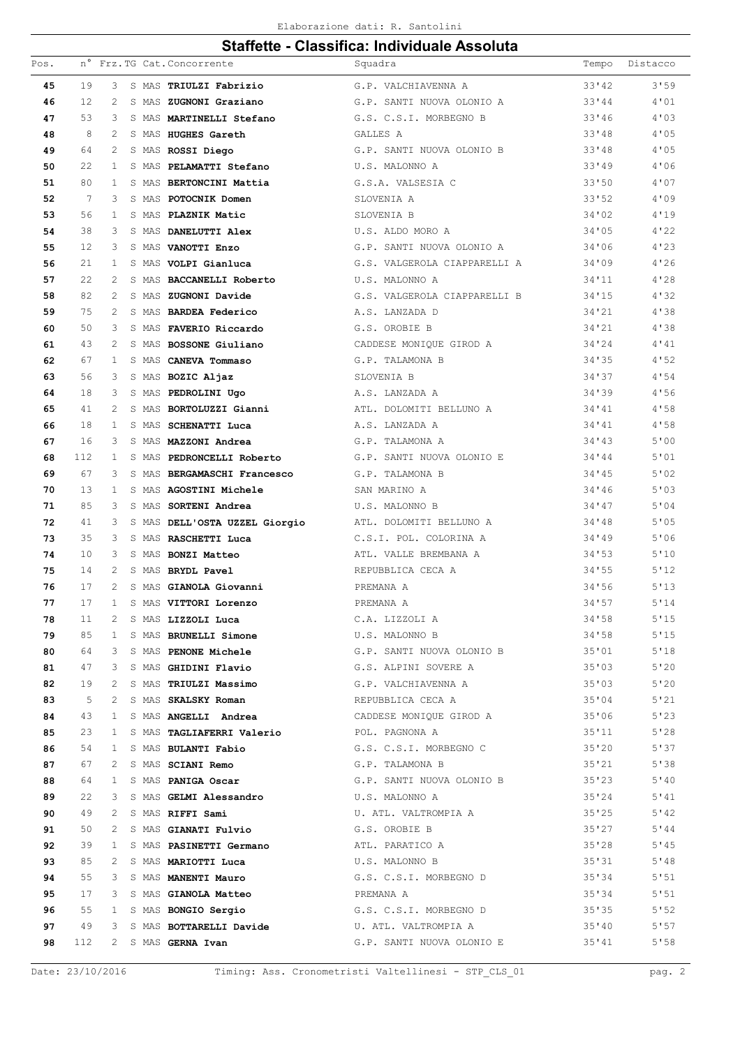Elaborazione dati: R. Santolini

## Staffette - Classifica: Individuale Assoluta

| Pos. | n° | Frz. | TG | Cat. | Concorrente | Squadra | Tempo | Distacco |
|---|---|---|---|---|---|---|---|---|
| 45 | 19 | 3 | S | MAS | **TRIULZI Fabrizio** | G.P. VALCHIAVENNA A | 33'42 | 3'59 |
| 46 | 12 | 2 | S | MAS | **ZUGNONI Graziano** | G.P. SANTI NUOVA OLONIO A | 33'44 | 4'01 |
| 47 | 53 | 3 | S | MAS | **MARTINELLI Stefano** | G.S. C.S.I. MORBEGNO B | 33'46 | 4'03 |
| 48 | 8 | 2 | S | MAS | **HUGHES Gareth** | GALLES A | 33'48 | 4'05 |
| 49 | 64 | 2 | S | MAS | **ROSSI Diego** | G.P. SANTI NUOVA OLONIO B | 33'48 | 4'05 |
| 50 | 22 | 1 | S | MAS | **PELAMATTI Stefano** | U.S. MALONNO A | 33'49 | 4'06 |
| 51 | 80 | 1 | S | MAS | **BERTONCINI Mattia** | G.S.A. VALSESIA C | 33'50 | 4'07 |
| 52 | 7 | 3 | S | MAS | **POTOCNIK Domen** | SLOVENIA A | 33'52 | 4'09 |
| 53 | 56 | 1 | S | MAS | **PLAZNIK Matic** | SLOVENIA B | 34'02 | 4'19 |
| 54 | 38 | 3 | S | MAS | **DANELUTTI Alex** | U.S. ALDO MORO A | 34'05 | 4'22 |
| 55 | 12 | 3 | S | MAS | **VANOTTI Enzo** | G.P. SANTI NUOVA OLONIO A | 34'06 | 4'23 |
| 56 | 21 | 1 | S | MAS | **VOLPI Gianluca** | G.S. VALGEROLA CIAPPARELLI A | 34'09 | 4'26 |
| 57 | 22 | 2 | S | MAS | **BACCANELLI Roberto** | U.S. MALONNO A | 34'11 | 4'28 |
| 58 | 82 | 2 | S | MAS | **ZUGNONI Davide** | G.S. VALGEROLA CIAPPARELLI B | 34'15 | 4'32 |
| 59 | 75 | 2 | S | MAS | **BARDEA Federico** | A.S. LANZADA D | 34'21 | 4'38 |
| 60 | 50 | 3 | S | MAS | **FAVERIO Riccardo** | G.S. OROBIE B | 34'21 | 4'38 |
| 61 | 43 | 2 | S | MAS | **BOSSONE Giuliano** | CADDESE MONIQUE GIROD A | 34'24 | 4'41 |
| 62 | 67 | 1 | S | MAS | **CANEVA Tommaso** | G.P. TALAMONA B | 34'35 | 4'52 |
| 63 | 56 | 3 | S | MAS | **BOZIC Aljaz** | SLOVENIA B | 34'37 | 4'54 |
| 64 | 18 | 3 | S | MAS | **PEDROLINI Ugo** | A.S. LANZADA A | 34'39 | 4'56 |
| 65 | 41 | 2 | S | MAS | **BORTOLUZZI Gianni** | ATL. DOLOMITI BELLUNO A | 34'41 | 4'58 |
| 66 | 18 | 1 | S | MAS | **SCHENATTI Luca** | A.S. LANZADA A | 34'41 | 4'58 |
| 67 | 16 | 3 | S | MAS | **MAZZONI Andrea** | G.P. TALAMONA A | 34'43 | 5'00 |
| 68 | 112 | 1 | S | MAS | **PEDRONCELLI Roberto** | G.P. SANTI NUOVA OLONIO E | 34'44 | 5'01 |
| 69 | 67 | 3 | S | MAS | **BERGAMASCHI Francesco** | G.P. TALAMONA B | 34'45 | 5'02 |
| 70 | 13 | 1 | S | MAS | **AGOSTINI Michele** | SAN MARINO A | 34'46 | 5'03 |
| 71 | 85 | 3 | S | MAS | **SORTENI Andrea** | U.S. MALONNO B | 34'47 | 5'04 |
| 72 | 41 | 3 | S | MAS | **DELL'OSTA UZZEL Giorgio** | ATL. DOLOMITI BELLUNO A | 34'48 | 5'05 |
| 73 | 35 | 3 | S | MAS | **RASCHETTI Luca** | C.S.I. POL. COLORINA A | 34'49 | 5'06 |
| 74 | 10 | 3 | S | MAS | **BONZI Matteo** | ATL. VALLE BREMBANA A | 34'53 | 5'10 |
| 75 | 14 | 2 | S | MAS | **BRYDL Pavel** | REPUBBLICA CECA A | 34'55 | 5'12 |
| 76 | 17 | 2 | S | MAS | **GIANOLA Giovanni** | PREMANA A | 34'56 | 5'13 |
| 77 | 17 | 1 | S | MAS | **VITTORI Lorenzo** | PREMANA A | 34'57 | 5'14 |
| 78 | 11 | 2 | S | MAS | **LIZZOLI Luca** | C.A. LIZZOLI A | 34'58 | 5'15 |
| 79 | 85 | 1 | S | MAS | **BRUNELLI Simone** | U.S. MALONNO B | 34'58 | 5'15 |
| 80 | 64 | 3 | S | MAS | **PENONE Michele** | G.P. SANTI NUOVA OLONIO B | 35'01 | 5'18 |
| 81 | 47 | 3 | S | MAS | **GHIDINI Flavio** | G.S. ALPINI SOVERE A | 35'03 | 5'20 |
| 82 | 19 | 2 | S | MAS | **TRIULZI Massimo** | G.P. VALCHIAVENNA A | 35'03 | 5'20 |
| 83 | 5 | 2 | S | MAS | **SKALSKY Roman** | REPUBBLICA CECA A | 35'04 | 5'21 |
| 84 | 43 | 1 | S | MAS | **ANGELLI Andrea** | CADDESE MONIQUE GIROD A | 35'06 | 5'23 |
| 85 | 23 | 1 | S | MAS | **TAGLIAFERRI Valerio** | POL. PAGNONA A | 35'11 | 5'28 |
| 86 | 54 | 1 | S | MAS | **BULANTI Fabio** | G.S. C.S.I. MORBEGNO C | 35'20 | 5'37 |
| 87 | 67 | 2 | S | MAS | **SCIANI Remo** | G.P. TALAMONA B | 35'21 | 5'38 |
| 88 | 64 | 1 | S | MAS | **PANIGA Oscar** | G.P. SANTI NUOVA OLONIO B | 35'23 | 5'40 |
| 89 | 22 | 3 | S | MAS | **GELMI Alessandro** | U.S. MALONNO A | 35'24 | 5'41 |
| 90 | 49 | 2 | S | MAS | **RIFFI Sami** | U. ATL. VALTROMPIA A | 35'25 | 5'42 |
| 91 | 50 | 2 | S | MAS | **GIANATI Fulvio** | G.S. OROBIE B | 35'27 | 5'44 |
| 92 | 39 | 1 | S | MAS | **PASINETTI Germano** | ATL. PARATICO A | 35'28 | 5'45 |
| 93 | 85 | 2 | S | MAS | **MARIOTTI Luca** | U.S. MALONNO B | 35'31 | 5'48 |
| 94 | 55 | 3 | S | MAS | **MANENTI Mauro** | G.S. C.S.I. MORBEGNO D | 35'34 | 5'51 |
| 95 | 17 | 3 | S | MAS | **GIANOLA Matteo** | PREMANA A | 35'34 | 5'51 |
| 96 | 55 | 1 | S | MAS | **BONGIO Sergio** | G.S. C.S.I. MORBEGNO D | 35'35 | 5'52 |
| 97 | 49 | 3 | S | MAS | **BOTTARELLI Davide** | U. ATL. VALTROMPIA A | 35'40 | 5'57 |
| 98 | 112 | 2 | S | MAS | **GERNA Ivan** | G.P. SANTI NUOVA OLONIO E | 35'41 | 5'58 |

Date: 23/10/2016 Timing: Ass. Cronometristi Valtellinesi - STP_CLS_01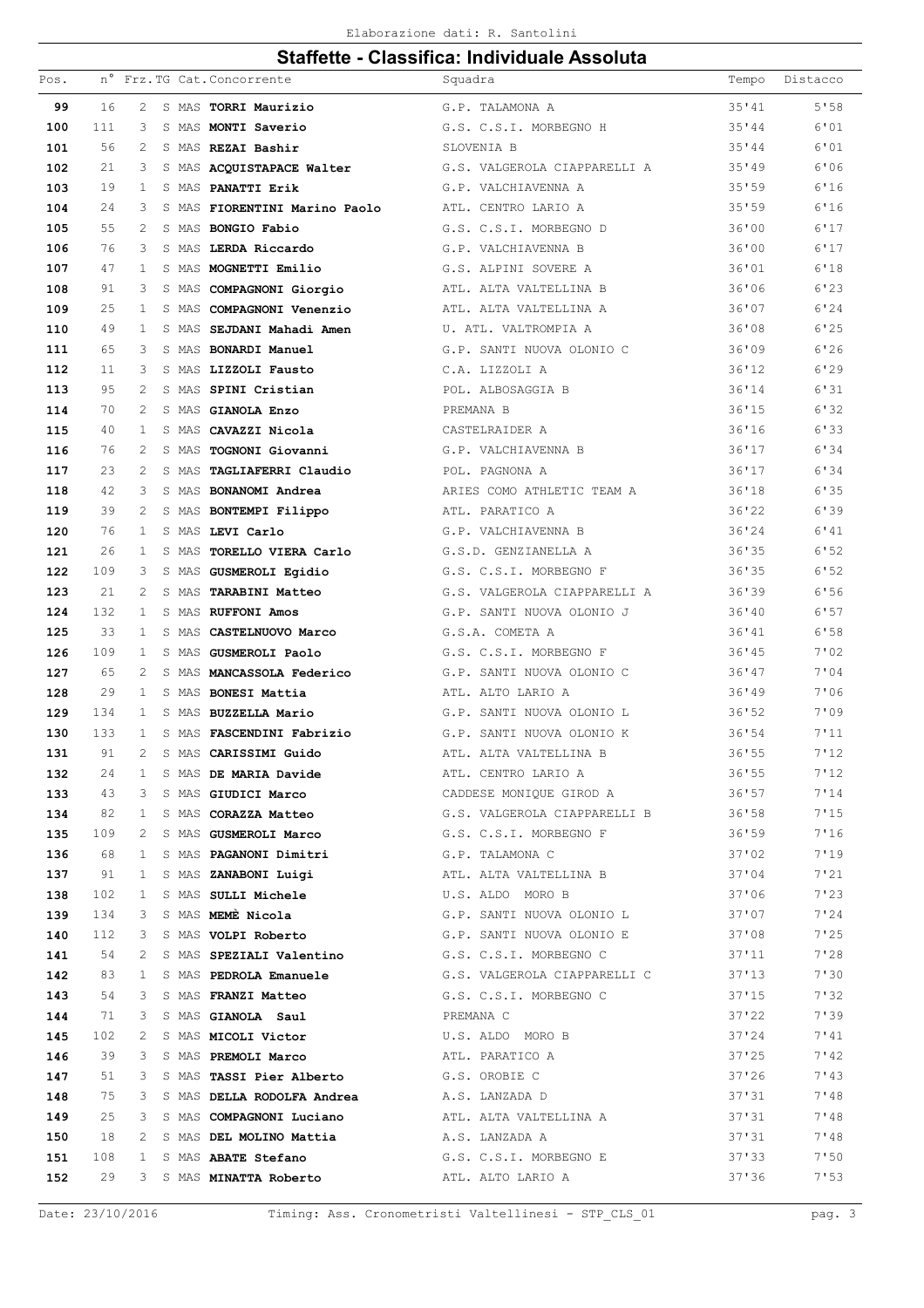## Staffette - Classifica: Individuale Assoluta

| Pos. | n° | Frz. | TG | Cat. | Concorrente | Squadra | Tempo | Distacco |
|---|---|---|---|---|---|---|---|---|
| 99 | 16 | 2 | S | MAS | **TORRI Maurizio** | G.P. TALAMONA A | 35'41 | 5'58 |
| 100 | 111 | 3 | S | MAS | **MONTI Saverio** | G.S. C.S.I. MORBEGNO H | 35'44 | 6'01 |
| 101 | 56 | 2 | S | MAS | **REZAI Bashir** | SLOVENIA B | 35'44 | 6'01 |
| 102 | 21 | 3 | S | MAS | **ACQUISTAPACE Walter** | G.S. VALGEROLA CIAPPARELLI A | 35'49 | 6'06 |
| 103 | 19 | 1 | S | MAS | **PANATTI Erik** | G.P. VALCHIAVENNA A | 35'59 | 6'16 |
| 104 | 24 | 3 | S | MAS | **FIORENTINI Marino Paolo** | ATL. CENTRO LARIO A | 35'59 | 6'16 |
| 105 | 55 | 2 | S | MAS | **BONGIO Fabio** | G.S. C.S.I. MORBEGNO D | 36'00 | 6'17 |
| 106 | 76 | 3 | S | MAS | **LERDA Riccardo** | G.P. VALCHIAVENNA B | 36'00 | 6'17 |
| 107 | 47 | 1 | S | MAS | **MOGNETTI Emilio** | G.S. ALPINI SOVERE A | 36'01 | 6'18 |
| 108 | 91 | 3 | S | MAS | **COMPAGNONI Giorgio** | ATL. ALTA VALTELLINA B | 36'06 | 6'23 |
| 109 | 25 | 1 | S | MAS | **COMPAGNONI Venenzio** | ATL. ALTA VALTELLINA A | 36'07 | 6'24 |
| 110 | 49 | 1 | S | MAS | **SEJDANI Mahadi Amen** | U. ATL. VALTROMPIA A | 36'08 | 6'25 |
| 111 | 65 | 3 | S | MAS | **BONARDI Manuel** | G.P. SANTI NUOVA OLONIO C | 36'09 | 6'26 |
| 112 | 11 | 3 | S | MAS | **LIZZOLI Fausto** | C.A. LIZZOLI A | 36'12 | 6'29 |
| 113 | 95 | 2 | S | MAS | **SPINI Cristian** | POL. ALBOSAGGIA B | 36'14 | 6'31 |
| 114 | 70 | 2 | S | MAS | **GIANOLA Enzo** | PREMANA B | 36'15 | 6'32 |
| 115 | 40 | 1 | S | MAS | **CAVAZZI Nicola** | CASTELRAIDER A | 36'16 | 6'33 |
| 116 | 76 | 2 | S | MAS | **TOGNONI Giovanni** | G.P. VALCHIAVENNA B | 36'17 | 6'34 |
| 117 | 23 | 2 | S | MAS | **TAGLIAFERRI Claudio** | POL. PAGNONA A | 36'17 | 6'34 |
| 118 | 42 | 3 | S | MAS | **BONANOMI Andrea** | ARIES COMO ATHLETIC TEAM A | 36'18 | 6'35 |
| 119 | 39 | 2 | S | MAS | **BONTEMPI Filippo** | ATL. PARATICO A | 36'22 | 6'39 |
| 120 | 76 | 1 | S | MAS | **LEVI Carlo** | G.P. VALCHIAVENNA B | 36'24 | 6'41 |
| 121 | 26 | 1 | S | MAS | **TORELLO VIERA Carlo** | G.S.D. GENZIANELLA A | 36'35 | 6'52 |
| 122 | 109 | 3 | S | MAS | **GUSMEROLI Egidio** | G.S. C.S.I. MORBEGNO F | 36'35 | 6'52 |
| 123 | 21 | 2 | S | MAS | **TARABINI Matteo** | G.S. VALGEROLA CIAPPARELLI A | 36'39 | 6'56 |
| 124 | 132 | 1 | S | MAS | **RUFFONI Amos** | G.P. SANTI NUOVA OLONIO J | 36'40 | 6'57 |
| 125 | 33 | 1 | S | MAS | **CASTELNUOVO Marco** | G.S.A. COMETA A | 36'41 | 6'58 |
| 126 | 109 | 1 | S | MAS | **GUSMEROLI Paolo** | G.S. C.S.I. MORBEGNO F | 36'45 | 7'02 |
| 127 | 65 | 2 | S | MAS | **MANCASSOLA Federico** | G.P. SANTI NUOVA OLONIO C | 36'47 | 7'04 |
| 128 | 29 | 1 | S | MAS | **BONESI Mattia** | ATL. ALTO LARIO A | 36'49 | 7'06 |
| 129 | 134 | 1 | S | MAS | **BUZZELLA Mario** | G.P. SANTI NUOVA OLONIO L | 36'52 | 7'09 |
| 130 | 133 | 1 | S | MAS | **FASCENDINI Fabrizio** | G.P. SANTI NUOVA OLONIO K | 36'54 | 7'11 |
| 131 | 91 | 2 | S | MAS | **CARISSIMI Guido** | ATL. ALTA VALTELLINA B | 36'55 | 7'12 |
| 132 | 24 | 1 | S | MAS | **DE MARIA Davide** | ATL. CENTRO LARIO A | 36'55 | 7'12 |
| 133 | 43 | 3 | S | MAS | **GIUDICI Marco** | CADDESE MONIQUE GIROD A | 36'57 | 7'14 |
| 134 | 82 | 1 | S | MAS | **CORAZZA Matteo** | G.S. VALGEROLA CIAPPARELLI B | 36'58 | 7'15 |
| 135 | 109 | 2 | S | MAS | **GUSMEROLI Marco** | G.S. C.S.I. MORBEGNO F | 36'59 | 7'16 |
| 136 | 68 | 1 | S | MAS | **PAGANONI Dimitri** | G.P. TALAMONA C | 37'02 | 7'19 |
| 137 | 91 | 1 | S | MAS | **ZANABONI Luigi** | ATL. ALTA VALTELLINA B | 37'04 | 7'21 |
| 138 | 102 | 1 | S | MAS | **SULLI Michele** | U.S. ALDO MORO B | 37'06 | 7'23 |
| 139 | 134 | 3 | S | MAS | **MEMÈ Nicola** | G.P. SANTI NUOVA OLONIO L | 37'07 | 7'24 |
| 140 | 112 | 3 | S | MAS | **VOLPI Roberto** | G.P. SANTI NUOVA OLONIO E | 37'08 | 7'25 |
| 141 | 54 | 2 | S | MAS | **SPEZIALI Valentino** | G.S. C.S.I. MORBEGNO C | 37'11 | 7'28 |
| 142 | 83 | 1 | S | MAS | **PEDROLA Emanuele** | G.S. VALGEROLA CIAPPARELLI C | 37'13 | 7'30 |
| 143 | 54 | 3 | S | MAS | **FRANZI Matteo** | G.S. C.S.I. MORBEGNO C | 37'15 | 7'32 |
| 144 | 71 | 3 | S | MAS | **GIANOLA Saul** | PREMANA C | 37'22 | 7'39 |
| 145 | 102 | 2 | S | MAS | **MICOLI Victor** | U.S. ALDO MORO B | 37'24 | 7'41 |
| 146 | 39 | 3 | S | MAS | **PREMOLI Marco** | ATL. PARATICO A | 37'25 | 7'42 |
| 147 | 51 | 3 | S | MAS | **TASSI Pier Alberto** | G.S. OROBIE C | 37'26 | 7'43 |
| 148 | 75 | 3 | S | MAS | **DELLA RODOLFA Andrea** | A.S. LANZADA D | 37'31 | 7'48 |
| 149 | 25 | 3 | S | MAS | **COMPAGNONI Luciano** | ATL. ALTA VALTELLINA A | 37'31 | 7'48 |
| 150 | 18 | 2 | S | MAS | **DEL MOLINO Mattia** | A.S. LANZADA A | 37'31 | 7'48 |
| 151 | 108 | 1 | S | MAS | **ABATE Stefano** | G.S. C.S.I. MORBEGNO E | 37'33 | 7'50 |
| 152 | 29 | 3 | S | MAS | **MINATTA Roberto** | ATL. ALTO LARIO A | 37'36 | 7'53 |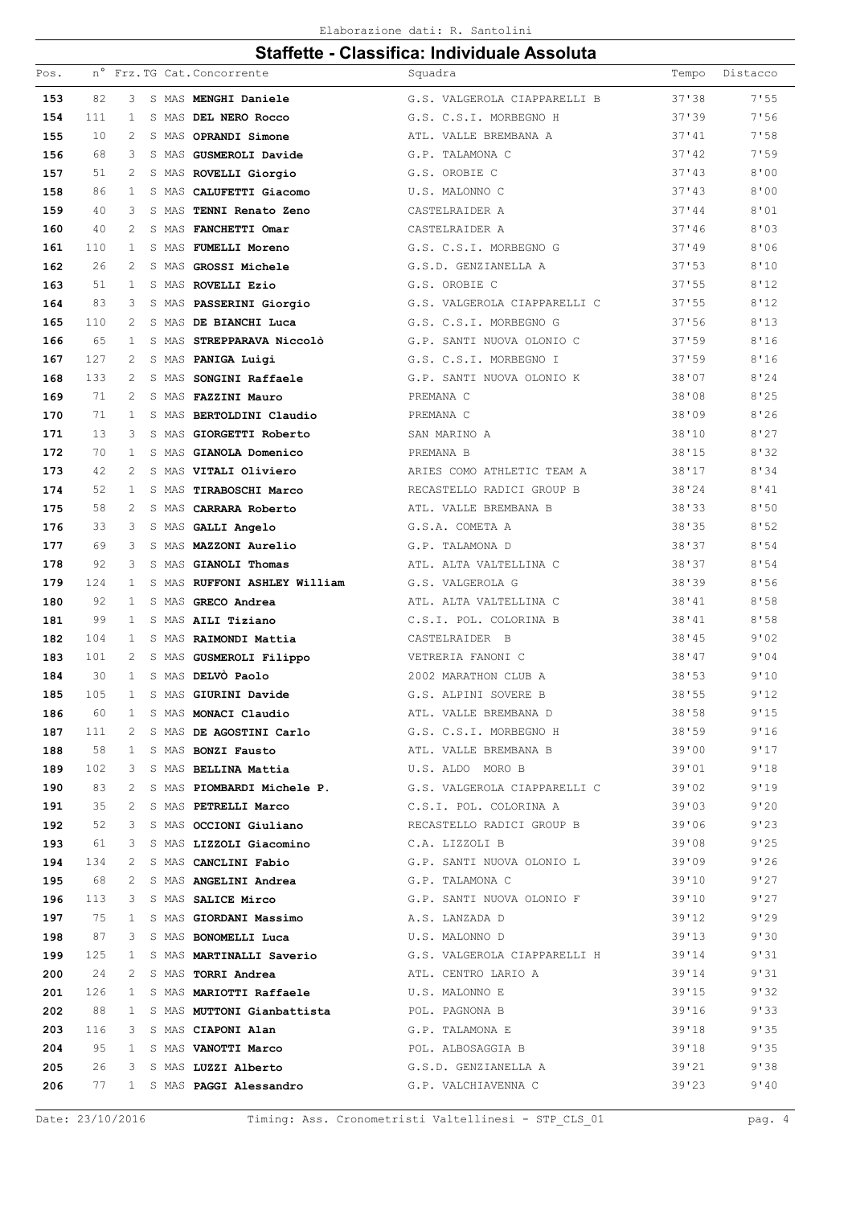Elaborazione dati: R. Santolini

## Staffette - Classifica: Individuale Assoluta

| Pos. | n° | Frz. | TG | Cat. | Concorrente | Squadra | Tempo | Distacco |
|---|---|---|---|---|---|---|---|---|
| **153** | 82 | 3 | S | MAS | **MENGHI Daniele** | G.S. VALGEROLA CIAPPARELLI B | 37'38 | 7'55 |
| **154** | 111 | 1 | S | MAS | **DEL NERO Rocco** | G.S. C.S.I. MORBEGNO H | 37'39 | 7'56 |
| **155** | 10 | 2 | S | MAS | **OPRANDI Simone** | ATL. VALLE BREMBANA A | 37'41 | 7'58 |
| **156** | 68 | 3 | S | MAS | **GUSMEROLI Davide** | G.P. TALAMONA C | 37'42 | 7'59 |
| **157** | 51 | 2 | S | MAS | **ROVELLI Giorgio** | G.S. OROBIE C | 37'43 | 8'00 |
| **158** | 86 | 1 | S | MAS | **CALUFETTI Giacomo** | U.S. MALONNO C | 37'43 | 8'00 |
| **159** | 40 | 3 | S | MAS | **TENNI Renato Zeno** | CASTELRAIDER A | 37'44 | 8'01 |
| **160** | 40 | 2 | S | MAS | **FANCHETTI Omar** | CASTELRAIDER A | 37'46 | 8'03 |
| **161** | 110 | 1 | S | MAS | **FUMELLI Moreno** | G.S. C.S.I. MORBEGNO G | 37'49 | 8'06 |
| **162** | 26 | 2 | S | MAS | **GROSSI Michele** | G.S.D. GENZIANELLA A | 37'53 | 8'10 |
| **163** | 51 | 1 | S | MAS | **ROVELLI Ezio** | G.S. OROBIE C | 37'55 | 8'12 |
| **164** | 83 | 3 | S | MAS | **PASSERINI Giorgio** | G.S. VALGEROLA CIAPPARELLI C | 37'55 | 8'12 |
| **165** | 110 | 2 | S | MAS | **DE BIANCHI Luca** | G.S. C.S.I. MORBEGNO G | 37'56 | 8'13 |
| **166** | 65 | 1 | S | MAS | **STREPPARAVA Niccolò** | G.P. SANTI NUOVA OLONIO C | 37'59 | 8'16 |
| **167** | 127 | 2 | S | MAS | **PANIGA Luigi** | G.S. C.S.I. MORBEGNO I | 37'59 | 8'16 |
| **168** | 133 | 2 | S | MAS | **SONGINI Raffaele** | G.P. SANTI NUOVA OLONIO K | 38'07 | 8'24 |
| **169** | 71 | 2 | S | MAS | **FAZZINI Mauro** | PREMANA C | 38'08 | 8'25 |
| **170** | 71 | 1 | S | MAS | **BERTOLDINI Claudio** | PREMANA C | 38'09 | 8'26 |
| **171** | 13 | 3 | S | MAS | **GIORGETTI Roberto** | SAN MARINO A | 38'10 | 8'27 |
| **172** | 70 | 1 | S | MAS | **GIANOLA Domenico** | PREMANA B | 38'15 | 8'32 |
| **173** | 42 | 2 | S | MAS | **VITALI Oliviero** | ARIES COMO ATHLETIC TEAM A | 38'17 | 8'34 |
| **174** | 52 | 1 | S | MAS | **TIRABOSCHI Marco** | RECASTELLO RADICI GROUP B | 38'24 | 8'41 |
| **175** | 58 | 2 | S | MAS | **CARRARA Roberto** | ATL. VALLE BREMBANA B | 38'33 | 8'50 |
| **176** | 33 | 3 | S | MAS | **GALLI Angelo** | G.S.A. COMETA A | 38'35 | 8'52 |
| **177** | 69 | 3 | S | MAS | **MAZZONI Aurelio** | G.P. TALAMONA D | 38'37 | 8'54 |
| **178** | 92 | 3 | S | MAS | **GIANOLI Thomas** | ATL. ALTA VALTELLINA C | 38'37 | 8'54 |
| **179** | 124 | 1 | S | MAS | **RUFFONI ASHLEY William** | G.S. VALGEROLA G | 38'39 | 8'56 |
| **180** | 92 | 1 | S | MAS | **GRECO Andrea** | ATL. ALTA VALTELLINA C | 38'41 | 8'58 |
| **181** | 99 | 1 | S | MAS | **AILI Tiziano** | C.S.I. POL. COLORINA B | 38'41 | 8'58 |
| **182** | 104 | 1 | S | MAS | **RAIMONDI Mattia** | CASTELRAIDER B | 38'45 | 9'02 |
| **183** | 101 | 2 | S | MAS | **GUSMEROLI Filippo** | VETRERIA FANONI C | 38'47 | 9'04 |
| **184** | 30 | 1 | S | MAS | **DELVÒ Paolo** | 2002 MARATHON CLUB A | 38'53 | 9'10 |
| **185** | 105 | 1 | S | MAS | **GIURINI Davide** | G.S. ALPINI SOVERE B | 38'55 | 9'12 |
| **186** | 60 | 1 | S | MAS | **MONACI Claudio** | ATL. VALLE BREMBANA D | 38'58 | 9'15 |
| **187** | 111 | 2 | S | MAS | **DE AGOSTINI Carlo** | G.S. C.S.I. MORBEGNO H | 38'59 | 9'16 |
| **188** | 58 | 1 | S | MAS | **BONZI Fausto** | ATL. VALLE BREMBANA B | 39'00 | 9'17 |
| **189** | 102 | 3 | S | MAS | **BELLINA Mattia** | U.S. ALDO MORO B | 39'01 | 9'18 |
| **190** | 83 | 2 | S | MAS | **PIOMBARDI Michele P.** | G.S. VALGEROLA CIAPPARELLI C | 39'02 | 9'19 |
| **191** | 35 | 2 | S | MAS | **PETRELLI Marco** | C.S.I. POL. COLORINA A | 39'03 | 9'20 |
| **192** | 52 | 3 | S | MAS | **OCCIONI Giuliano** | RECASTELLO RADICI GROUP B | 39'06 | 9'23 |
| **193** | 61 | 3 | S | MAS | **LIZZOLI Giacomino** | C.A. LIZZOLI B | 39'08 | 9'25 |
| **194** | 134 | 2 | S | MAS | **CANCLINI Fabio** | G.P. SANTI NUOVA OLONIO L | 39'09 | 9'26 |
| **195** | 68 | 2 | S | MAS | **ANGELINI Andrea** | G.P. TALAMONA C | 39'10 | 9'27 |
| **196** | 113 | 3 | S | MAS | **SALICE Mirco** | G.P. SANTI NUOVA OLONIO F | 39'10 | 9'27 |
| **197** | 75 | 1 | S | MAS | **GIORDANI Massimo** | A.S. LANZADA D | 39'12 | 9'29 |
| **198** | 87 | 3 | S | MAS | **BONOMELLI Luca** | U.S. MALONNO D | 39'13 | 9'30 |
| **199** | 125 | 1 | S | MAS | **MARTINALLI Saverio** | G.S. VALGEROLA CIAPPARELLI H | 39'14 | 9'31 |
| **200** | 24 | 2 | S | MAS | **TORRI Andrea** | ATL. CENTRO LARIO A | 39'14 | 9'31 |
| **201** | 126 | 1 | S | MAS | **MARIOTTI Raffaele** | U.S. MALONNO E | 39'15 | 9'32 |
| **202** | 88 | 1 | S | MAS | **MUTTONI Gianbattista** | POL. PAGNONA B | 39'16 | 9'33 |
| **203** | 116 | 3 | S | MAS | **CIAPONI Alan** | G.P. TALAMONA E | 39'18 | 9'35 |
| **204** | 95 | 1 | S | MAS | **VANOTTI Marco** | POL. ALBOSAGGIA B | 39'18 | 9'35 |
| **205** | 26 | 3 | S | MAS | **LUZZI Alberto** | G.S.D. GENZIANELLA A | 39'21 | 9'38 |
| **206** | 77 | 1 | S | MAS | **PAGGI Alessandro** | G.P. VALCHIAVENNA C | 39'23 | 9'40 |

Date: 23/10/2016 Timing: Ass. Cronometristi Valtellinesi - STP_CLS_01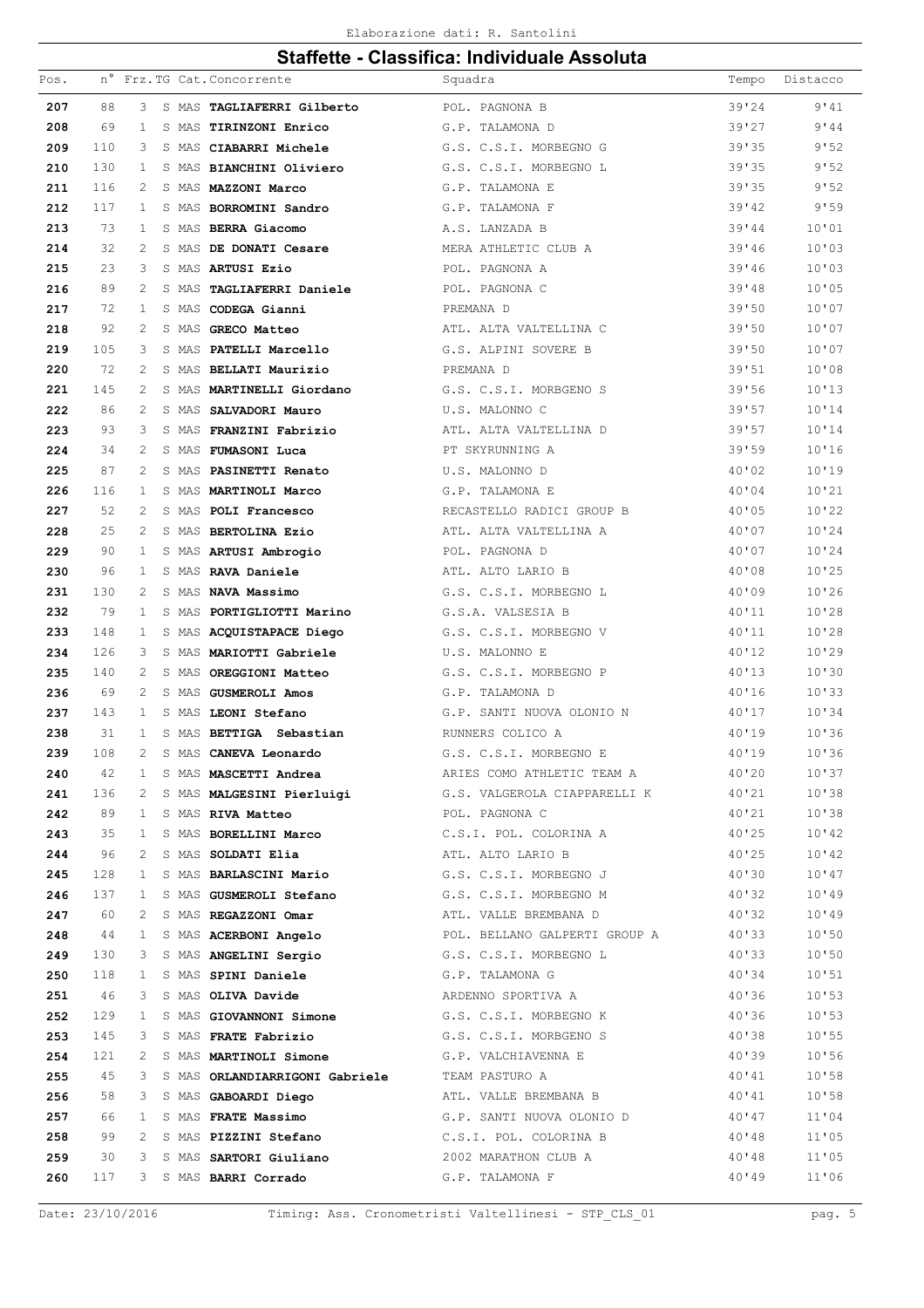Elaborazione dati: R. Santolini

## Staffette - Classifica: Individuale Assoluta

| Pos. | n° | Frz. | TG | Cat. | Concorrente | Squadra | Tempo | Distacco |
|---|---|---|---|---|---|---|---|---|
| 207 | 88 | 3 | S | MAS | **TAGLIAFERRI Gilberto** | POL. PAGNONA B | 39'24 | 9'41 |
| 208 | 69 | 1 | S | MAS | **TIRINZONI Enrico** | G.P. TALAMONA D | 39'27 | 9'44 |
| 209 | 110 | 3 | S | MAS | **CIABARRI Michele** | G.S. C.S.I. MORBEGNO G | 39'35 | 9'52 |
| 210 | 130 | 1 | S | MAS | **BIANCHINI Oliviero** | G.S. C.S.I. MORBEGNO L | 39'35 | 9'52 |
| 211 | 116 | 2 | S | MAS | **MAZZONI Marco** | G.P. TALAMONA E | 39'35 | 9'52 |
| 212 | 117 | 1 | S | MAS | **BORROMINI Sandro** | G.P. TALAMONA F | 39'42 | 9'59 |
| 213 | 73 | 1 | S | MAS | **BERRA Giacomo** | A.S. LANZADA B | 39'44 | 10'01 |
| 214 | 32 | 2 | S | MAS | **DE DONATI Cesare** | MERA ATHLETIC CLUB A | 39'46 | 10'03 |
| 215 | 23 | 3 | S | MAS | **ARTUSI Ezio** | POL. PAGNONA A | 39'46 | 10'03 |
| 216 | 89 | 2 | S | MAS | **TAGLIAFERRI Daniele** | POL. PAGNONA C | 39'48 | 10'05 |
| 217 | 72 | 1 | S | MAS | **CODEGA Gianni** | PREMANA D | 39'50 | 10'07 |
| 218 | 92 | 2 | S | MAS | **GRECO Matteo** | ATL. ALTA VALTELLINA C | 39'50 | 10'07 |
| 219 | 105 | 3 | S | MAS | **PATELLI Marcello** | G.S. ALPINI SOVERE B | 39'50 | 10'07 |
| 220 | 72 | 2 | S | MAS | **BELLATI Maurizio** | PREMANA D | 39'51 | 10'08 |
| 221 | 145 | 2 | S | MAS | **MARTINELLI Giordano** | G.S. C.S.I. MORBGENO S | 39'56 | 10'13 |
| 222 | 86 | 2 | S | MAS | **SALVADORI Mauro** | U.S. MALONNO C | 39'57 | 10'14 |
| 223 | 93 | 3 | S | MAS | **FRANZINI Fabrizio** | ATL. ALTA VALTELLINA D | 39'57 | 10'14 |
| 224 | 34 | 2 | S | MAS | **FUMASONI Luca** | PT SKYRUNNING A | 39'59 | 10'16 |
| 225 | 87 | 2 | S | MAS | **PASINETTI Renato** | U.S. MALONNO D | 40'02 | 10'19 |
| 226 | 116 | 1 | S | MAS | **MARTINOLI Marco** | G.P. TALAMONA E | 40'04 | 10'21 |
| 227 | 52 | 2 | S | MAS | **POLI Francesco** | RECASTELLO RADICI GROUP B | 40'05 | 10'22 |
| 228 | 25 | 2 | S | MAS | **BERTOLINA Ezio** | ATL. ALTA VALTELLINA A | 40'07 | 10'24 |
| 229 | 90 | 1 | S | MAS | **ARTUSI Ambrogio** | POL. PAGNONA D | 40'07 | 10'24 |
| 230 | 96 | 1 | S | MAS | **RAVA Daniele** | ATL. ALTO LARIO B | 40'08 | 10'25 |
| 231 | 130 | 2 | S | MAS | **NAVA Massimo** | G.S. C.S.I. MORBEGNO L | 40'09 | 10'26 |
| 232 | 79 | 1 | S | MAS | **PORTIGLIOTTI Marino** | G.S.A. VALSESIA B | 40'11 | 10'28 |
| 233 | 148 | 1 | S | MAS | **ACQUISTAPACE Diego** | G.S. C.S.I. MORBEGNO V | 40'11 | 10'28 |
| 234 | 126 | 3 | S | MAS | **MARIOTTI Gabriele** | U.S. MALONNO E | 40'12 | 10'29 |
| 235 | 140 | 2 | S | MAS | **OREGGIONI Matteo** | G.S. C.S.I. MORBEGNO P | 40'13 | 10'30 |
| 236 | 69 | 2 | S | MAS | **GUSMEROLI Amos** | G.P. TALAMONA D | 40'16 | 10'33 |
| 237 | 143 | 1 | S | MAS | **LEONI Stefano** | G.P. SANTI NUOVA OLONIO N | 40'17 | 10'34 |
| 238 | 31 | 1 | S | MAS | **BETTIGA Sebastian** | RUNNERS COLICO A | 40'19 | 10'36 |
| 239 | 108 | 2 | S | MAS | **CANEVA Leonardo** | G.S. C.S.I. MORBEGNO E | 40'19 | 10'36 |
| 240 | 42 | 1 | S | MAS | **MASCETTI Andrea** | ARIES COMO ATHLETIC TEAM A | 40'20 | 10'37 |
| 241 | 136 | 2 | S | MAS | **MALGESINI Pierluigi** | G.S. VALGEROLA CIAPPARELLI K | 40'21 | 10'38 |
| 242 | 89 | 1 | S | MAS | **RIVA Matteo** | POL. PAGNONA C | 40'21 | 10'38 |
| 243 | 35 | 1 | S | MAS | **BORELLINI Marco** | C.S.I. POL. COLORINA A | 40'25 | 10'42 |
| 244 | 96 | 2 | S | MAS | **SOLDATI Elia** | ATL. ALTO LARIO B | 40'25 | 10'42 |
| 245 | 128 | 1 | S | MAS | **BARLASCINI Mario** | G.S. C.S.I. MORBEGNO J | 40'30 | 10'47 |
| 246 | 137 | 1 | S | MAS | **GUSMEROLI Stefano** | G.S. C.S.I. MORBEGNO M | 40'32 | 10'49 |
| 247 | 60 | 2 | S | MAS | **REGAZZONI Omar** | ATL. VALLE BREMBANA D | 40'32 | 10'49 |
| 248 | 44 | 1 | S | MAS | **ACERBONI Angelo** | POL. BELLANO GALPERTI GROUP A | 40'33 | 10'50 |
| 249 | 130 | 3 | S | MAS | **ANGELINI Sergio** | G.S. C.S.I. MORBEGNO L | 40'33 | 10'50 |
| 250 | 118 | 1 | S | MAS | **SPINI Daniele** | G.P. TALAMONA G | 40'34 | 10'51 |
| 251 | 46 | 3 | S | MAS | **OLIVA Davide** | ARDENNO SPORTIVA A | 40'36 | 10'53 |
| 252 | 129 | 1 | S | MAS | **GIOVANNONI Simone** | G.S. C.S.I. MORBEGNO K | 40'36 | 10'53 |
| 253 | 145 | 3 | S | MAS | **FRATE Fabrizio** | G.S. C.S.I. MORBGENO S | 40'38 | 10'55 |
| 254 | 121 | 2 | S | MAS | **MARTINOLI Simone** | G.P. VALCHIAVENNA E | 40'39 | 10'56 |
| 255 | 45 | 3 | S | MAS | **ORLANDIARRIGONI Gabriele** | TEAM PASTURO A | 40'41 | 10'58 |
| 256 | 58 | 3 | S | MAS | **GABOARDI Diego** | ATL. VALLE BREMBANA B | 40'41 | 10'58 |
| 257 | 66 | 1 | S | MAS | **FRATE Massimo** | G.P. SANTI NUOVA OLONIO D | 40'47 | 11'04 |
| 258 | 99 | 2 | S | MAS | **PIZZINI Stefano** | C.S.I. POL. COLORINA B | 40'48 | 11'05 |
| 259 | 30 | 3 | S | MAS | **SARTORI Giuliano** | 2002 MARATHON CLUB A | 40'48 | 11'05 |
| 260 | 117 | 3 | S | MAS | **BARRI Corrado** | G.P. TALAMONA F | 40'49 | 11'06 |

Date: 23/10/2016 — Timing: Ass. Cronometristi Valtellinesi - STP_CLS_01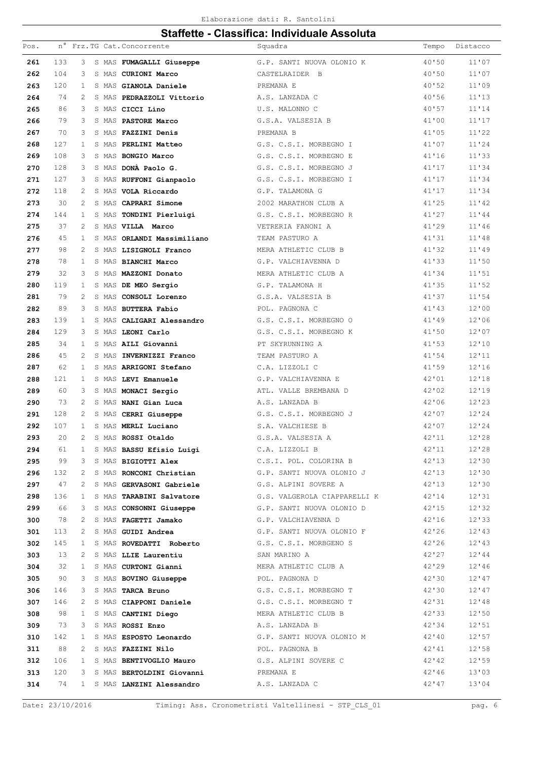Elaborazione dati: R. Santolini

## Staffette - Classifica: Individuale Assoluta

| Pos. | n° | Frz. | TG | Cat. | Concorrente | Squadra | Tempo | Distacco |
|---|---|---|---|---|---|---|---|---|
| **261** | 133 | 3 | S | MAS | **FUMAGALLI Giuseppe** | G.P. SANTI NUOVA OLONIO K | 40'50 | 11'07 |
| **262** | 104 | 3 | S | MAS | **CURIONI Marco** | CASTELRAIDER B | 40'50 | 11'07 |
| **263** | 120 | 1 | S | MAS | **GIANOLA Daniele** | PREMANA E | 40'52 | 11'09 |
| **264** | 74 | 2 | S | MAS | **PEDRAZZOLI Vittorio** | A.S. LANZADA C | 40'56 | 11'13 |
| **265** | 86 | 3 | S | MAS | **CICCI Lino** | U.S. MALONNO C | 40'57 | 11'14 |
| **266** | 79 | 3 | S | MAS | **PASTORE Marco** | G.S.A. VALSESIA B | 41'00 | 11'17 |
| **267** | 70 | 3 | S | MAS | **FAZZINI Denis** | PREMANA B | 41'05 | 11'22 |
| **268** | 127 | 1 | S | MAS | **PERLINI Matteo** | G.S. C.S.I. MORBEGNO I | 41'07 | 11'24 |
| **269** | 108 | 3 | S | MAS | **BONGIO Marco** | G.S. C.S.I. MORBEGNO E | 41'16 | 11'33 |
| **270** | 128 | 3 | S | MAS | **DONÀ Paolo G.** | G.S. C.S.I. MORBEGNO J | 41'17 | 11'34 |
| **271** | 127 | 3 | S | MAS | **RUFFONI Gianpaolo** | G.S. C.S.I. MORBEGNO I | 41'17 | 11'34 |
| **272** | 118 | 2 | S | MAS | **VOLA Riccardo** | G.P. TALAMONA G | 41'17 | 11'34 |
| **273** | 30 | 2 | S | MAS | **CAPRARI Simone** | 2002 MARATHON CLUB A | 41'25 | 11'42 |
| **274** | 144 | 1 | S | MAS | **TONDINI Pierluigi** | G.S. C.S.I. MORBEGNO R | 41'27 | 11'44 |
| **275** | 37 | 2 | S | MAS | **VILLA Marco** | VETRERIA FANONI A | 41'29 | 11'46 |
| **276** | 45 | 1 | S | MAS | **ORLANDI Massimiliano** | TEAM PASTURO A | 41'31 | 11'48 |
| **277** | 98 | 2 | S | MAS | **LISIGNOLI Franco** | MERA ATHLETIC CLUB B | 41'32 | 11'49 |
| **278** | 78 | 1 | S | MAS | **BIANCHI Marco** | G.P. VALCHIAVENNA D | 41'33 | 11'50 |
| **279** | 32 | 3 | S | MAS | **MAZZONI Donato** | MERA ATHLETIC CLUB A | 41'34 | 11'51 |
| **280** | 119 | 1 | S | MAS | **DE MEO Sergio** | G.P. TALAMONA H | 41'35 | 11'52 |
| **281** | 79 | 2 | S | MAS | **CONSOLI Lorenzo** | G.S.A. VALSESIA B | 41'37 | 11'54 |
| **282** | 89 | 3 | S | MAS | **BUTTERA Fabio** | POL. PAGNONA C | 41'43 | 12'00 |
| **283** | 139 | 1 | S | MAS | **CALIGARI Alessandro** | G.S. C.S.I. MORBEGNO O | 41'49 | 12'06 |
| **284** | 129 | 3 | S | MAS | **LEONI Carlo** | G.S. C.S.I. MORBEGNO K | 41'50 | 12'07 |
| **285** | 34 | 1 | S | MAS | **AILI Giovanni** | PT SKYRUNNING A | 41'53 | 12'10 |
| **286** | 45 | 2 | S | MAS | **INVERNIZZI Franco** | TEAM PASTURO A | 41'54 | 12'11 |
| **287** | 62 | 1 | S | MAS | **ARRIGONI Stefano** | C.A. LIZZOLI C | 41'59 | 12'16 |
| **288** | 121 | 1 | S | MAS | **LEVI Emanuele** | G.P. VALCHIAVENNA E | 42'01 | 12'18 |
| **289** | 60 | 3 | S | MAS | **MONACI Sergio** | ATL. VALLE BREMBANA D | 42'02 | 12'19 |
| **290** | 73 | 2 | S | MAS | **NANI Gian Luca** | A.S. LANZADA B | 42'06 | 12'23 |
| **291** | 128 | 2 | S | MAS | **CERRI Giuseppe** | G.S. C.S.I. MORBEGNO J | 42'07 | 12'24 |
| **292** | 107 | 1 | S | MAS | **MERLI Luciano** | S.A. VALCHIESE B | 42'07 | 12'24 |
| **293** | 20 | 2 | S | MAS | **ROSSI Otaldo** | G.S.A. VALSESIA A | 42'11 | 12'28 |
| **294** | 61 | 1 | S | MAS | **BASSU Efisio Luigi** | C.A. LIZZOLI B | 42'11 | 12'28 |
| **295** | 99 | 3 | S | MAS | **BIGIOTTI Alex** | C.S.I. POL. COLORINA B | 42'13 | 12'30 |
| **296** | 132 | 2 | S | MAS | **RONCONI Christian** | G.P. SANTI NUOVA OLONIO J | 42'13 | 12'30 |
| **297** | 47 | 2 | S | MAS | **GERVASONI Gabriele** | G.S. ALPINI SOVERE A | 42'13 | 12'30 |
| **298** | 136 | 1 | S | MAS | **TARABINI Salvatore** | G.S. VALGEROLA CIAPPARELLI K | 42'14 | 12'31 |
| **299** | 66 | 3 | S | MAS | **CONSONNI Giuseppe** | G.P. SANTI NUOVA OLONIO D | 42'15 | 12'32 |
| **300** | 78 | 2 | S | MAS | **FAGETTI Jamako** | G.P. VALCHIAVENNA D | 42'16 | 12'33 |
| **301** | 113 | 2 | S | MAS | **GUIDI Andrea** | G.P. SANTI NUOVA OLONIO F | 42'26 | 12'43 |
| **302** | 145 | 1 | S | MAS | **ROVEDATTI Roberto** | G.S. C.S.I. MORBGENO S | 42'26 | 12'43 |
| **303** | 13 | 2 | S | MAS | **LLIE Laurentiu** | SAN MARINO A | 42'27 | 12'44 |
| **304** | 32 | 1 | S | MAS | **CURTONI Gianni** | MERA ATHLETIC CLUB A | 42'29 | 12'46 |
| **305** | 90 | 3 | S | MAS | **BOVINO Giuseppe** | POL. PAGNONA D | 42'30 | 12'47 |
| **306** | 146 | 3 | S | MAS | **TARCA Bruno** | G.S. C.S.I. MORBEGNO T | 42'30 | 12'47 |
| **307** | 146 | 2 | S | MAS | **CIAPPONI Daniele** | G.S. C.S.I. MORBEGNO T | 42'31 | 12'48 |
| **308** | 98 | 1 | S | MAS | **CANTINI Diego** | MERA ATHLETIC CLUB B | 42'33 | 12'50 |
| **309** | 73 | 3 | S | MAS | **ROSSI Enzo** | A.S. LANZADA B | 42'34 | 12'51 |
| **310** | 142 | 1 | S | MAS | **ESPOSTO Leonardo** | G.P. SANTI NUOVA OLONIO M | 42'40 | 12'57 |
| **311** | 88 | 2 | S | MAS | **FAZZINI Nilo** | POL. PAGNONA B | 42'41 | 12'58 |
| **312** | 106 | 1 | S | MAS | **BENTIVOGLIO Mauro** | G.S. ALPINI SOVERE C | 42'42 | 12'59 |
| **313** | 120 | 3 | S | MAS | **BERTOLDINI Giovanni** | PREMANA E | 42'46 | 13'03 |
| **314** | 74 | 1 | S | MAS | **LANZINI Alessandro** | A.S. LANZADA C | 42'47 | 13'04 |

Date: 23/10/2016 Timing: Ass. Cronometristi Valtellinesi - STP_CLS_01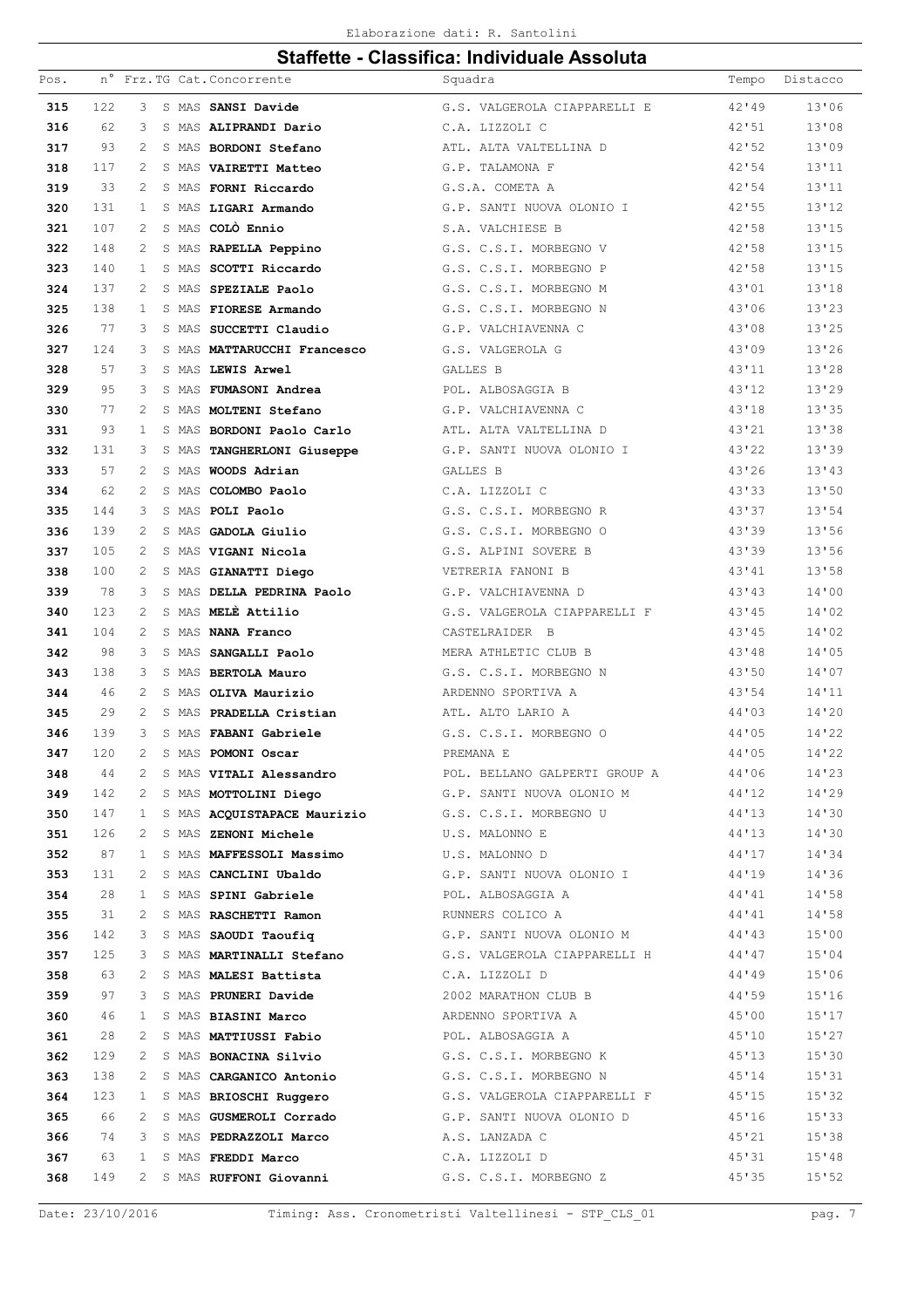Elaborazione dati: R. Santolini

## Staffette - Classifica: Individuale Assoluta

| Pos. | n° | Frz. | TG | Cat. | Concorrente | Squadra | Tempo | Distacco |
|---|---|---|---|---|---|---|---|---|
| **315** | 122 | 3 | S | MAS | **SANSI Davide** | G.S. VALGEROLA CIAPPARELLI E | 42'49 | 13'06 |
| **316** | 62 | 3 | S | MAS | **ALIPRANDI Dario** | C.A. LIZZOLI C | 42'51 | 13'08 |
| **317** | 93 | 2 | S | MAS | **BORDONI Stefano** | ATL. ALTA VALTELLINA D | 42'52 | 13'09 |
| **318** | 117 | 2 | S | MAS | **VAIRETTI Matteo** | G.P. TALAMONA F | 42'54 | 13'11 |
| **319** | 33 | 2 | S | MAS | **FORNI Riccardo** | G.S.A. COMETA A | 42'54 | 13'11 |
| **320** | 131 | 1 | S | MAS | **LIGARI Armando** | G.P. SANTI NUOVA OLONIO I | 42'55 | 13'12 |
| **321** | 107 | 2 | S | MAS | **COLÒ Ennio** | S.A. VALCHIESE B | 42'58 | 13'15 |
| **322** | 148 | 2 | S | MAS | **RAPELLA Peppino** | G.S. C.S.I. MORBEGNO V | 42'58 | 13'15 |
| **323** | 140 | 1 | S | MAS | **SCOTTI Riccardo** | G.S. C.S.I. MORBEGNO P | 42'58 | 13'15 |
| **324** | 137 | 2 | S | MAS | **SPEZIALE Paolo** | G.S. C.S.I. MORBEGNO M | 43'01 | 13'18 |
| **325** | 138 | 1 | S | MAS | **FIORESE Armando** | G.S. C.S.I. MORBEGNO N | 43'06 | 13'23 |
| **326** | 77 | 3 | S | MAS | **SUCCETTI Claudio** | G.P. VALCHIAVENNA C | 43'08 | 13'25 |
| **327** | 124 | 3 | S | MAS | **MATTARUCCHI Francesco** | G.S. VALGEROLA G | 43'09 | 13'26 |
| **328** | 57 | 3 | S | MAS | **LEWIS Arwel** | GALLES B | 43'11 | 13'28 |
| **329** | 95 | 3 | S | MAS | **FUMASONI Andrea** | POL. ALBOSAGGIA B | 43'12 | 13'29 |
| **330** | 77 | 2 | S | MAS | **MOLTENI Stefano** | G.P. VALCHIAVENNA C | 43'18 | 13'35 |
| **331** | 93 | 1 | S | MAS | **BORDONI Paolo Carlo** | ATL. ALTA VALTELLINA D | 43'21 | 13'38 |
| **332** | 131 | 3 | S | MAS | **TANGHERLONI Giuseppe** | G.P. SANTI NUOVA OLONIO I | 43'22 | 13'39 |
| **333** | 57 | 2 | S | MAS | **WOODS Adrian** | GALLES B | 43'26 | 13'43 |
| **334** | 62 | 2 | S | MAS | **COLOMBO Paolo** | C.A. LIZZOLI C | 43'33 | 13'50 |
| **335** | 144 | 3 | S | MAS | **POLI Paolo** | G.S. C.S.I. MORBEGNO R | 43'37 | 13'54 |
| **336** | 139 | 2 | S | MAS | **GADOLA Giulio** | G.S. C.S.I. MORBEGNO O | 43'39 | 13'56 |
| **337** | 105 | 2 | S | MAS | **VIGANI Nicola** | G.S. ALPINI SOVERE B | 43'39 | 13'56 |
| **338** | 100 | 2 | S | MAS | **GIANATTI Diego** | VETRERIA FANONI B | 43'41 | 13'58 |
| **339** | 78 | 3 | S | MAS | **DELLA PEDRINA Paolo** | G.P. VALCHIAVENNA D | 43'43 | 14'00 |
| **340** | 123 | 2 | S | MAS | **MELÈ Attilio** | G.S. VALGEROLA CIAPPARELLI F | 43'45 | 14'02 |
| **341** | 104 | 2 | S | MAS | **NANA Franco** | CASTELRAIDER B | 43'45 | 14'02 |
| **342** | 98 | 3 | S | MAS | **SANGALLI Paolo** | MERA ATHLETIC CLUB B | 43'48 | 14'05 |
| **343** | 138 | 3 | S | MAS | **BERTOLA Mauro** | G.S. C.S.I. MORBEGNO N | 43'50 | 14'07 |
| **344** | 46 | 2 | S | MAS | **OLIVA Maurizio** | ARDENNO SPORTIVA A | 43'54 | 14'11 |
| **345** | 29 | 2 | S | MAS | **PRADELLA Cristian** | ATL. ALTO LARIO A | 44'03 | 14'20 |
| **346** | 139 | 3 | S | MAS | **FABANI Gabriele** | G.S. C.S.I. MORBEGNO O | 44'05 | 14'22 |
| **347** | 120 | 2 | S | MAS | **POMONI Oscar** | PREMANA E | 44'05 | 14'22 |
| **348** | 44 | 2 | S | MAS | **VITALI Alessandro** | POL. BELLANO GALPERTI GROUP A | 44'06 | 14'23 |
| **349** | 142 | 2 | S | MAS | **MOTTOLINI Diego** | G.P. SANTI NUOVA OLONIO M | 44'12 | 14'29 |
| **350** | 147 | 1 | S | MAS | **ACQUISTAPACE Maurizio** | G.S. C.S.I. MORBEGNO U | 44'13 | 14'30 |
| **351** | 126 | 2 | S | MAS | **ZENONI Michele** | U.S. MALONNO E | 44'13 | 14'30 |
| **352** | 87 | 1 | S | MAS | **MAFFESSOLI Massimo** | U.S. MALONNO D | 44'17 | 14'34 |
| **353** | 131 | 2 | S | MAS | **CANCLINI Ubaldo** | G.P. SANTI NUOVA OLONIO I | 44'19 | 14'36 |
| **354** | 28 | 1 | S | MAS | **SPINI Gabriele** | POL. ALBOSAGGIA A | 44'41 | 14'58 |
| **355** | 31 | 2 | S | MAS | **RASCHETTI Ramon** | RUNNERS COLICO A | 44'41 | 14'58 |
| **356** | 142 | 3 | S | MAS | **SAOUDI Taoufiq** | G.P. SANTI NUOVA OLONIO M | 44'43 | 15'00 |
| **357** | 125 | 3 | S | MAS | **MARTINALLI Stefano** | G.S. VALGEROLA CIAPPARELLI H | 44'47 | 15'04 |
| **358** | 63 | 2 | S | MAS | **MALESI Battista** | C.A. LIZZOLI D | 44'49 | 15'06 |
| **359** | 97 | 3 | S | MAS | **PRUNERI Davide** | 2002 MARATHON CLUB B | 44'59 | 15'16 |
| **360** | 46 | 1 | S | MAS | **BIASINI Marco** | ARDENNO SPORTIVA A | 45'00 | 15'17 |
| **361** | 28 | 2 | S | MAS | **MATTIUSSI Fabio** | POL. ALBOSAGGIA A | 45'10 | 15'27 |
| **362** | 129 | 2 | S | MAS | **BONACINA Silvio** | G.S. C.S.I. MORBEGNO K | 45'13 | 15'30 |
| **363** | 138 | 2 | S | MAS | **CARGANICO Antonio** | G.S. C.S.I. MORBEGNO N | 45'14 | 15'31 |
| **364** | 123 | 1 | S | MAS | **BRIOSCHI Ruggero** | G.S. VALGEROLA CIAPPARELLI F | 45'15 | 15'32 |
| **365** | 66 | 2 | S | MAS | **GUSMEROLI Corrado** | G.P. SANTI NUOVA OLONIO D | 45'16 | 15'33 |
| **366** | 74 | 3 | S | MAS | **PEDRAZZOLI Marco** | A.S. LANZADA C | 45'21 | 15'38 |
| **367** | 63 | 1 | S | MAS | **FREDDI Marco** | C.A. LIZZOLI D | 45'31 | 15'48 |
| **368** | 149 | 2 | S | MAS | **RUFFONI Giovanni** | G.S. C.S.I. MORBEGNO Z | 45'35 | 15'52 |

Date: 23/10/2016 Timing: Ass. Cronometristi Valtellinesi - STP_CLS_01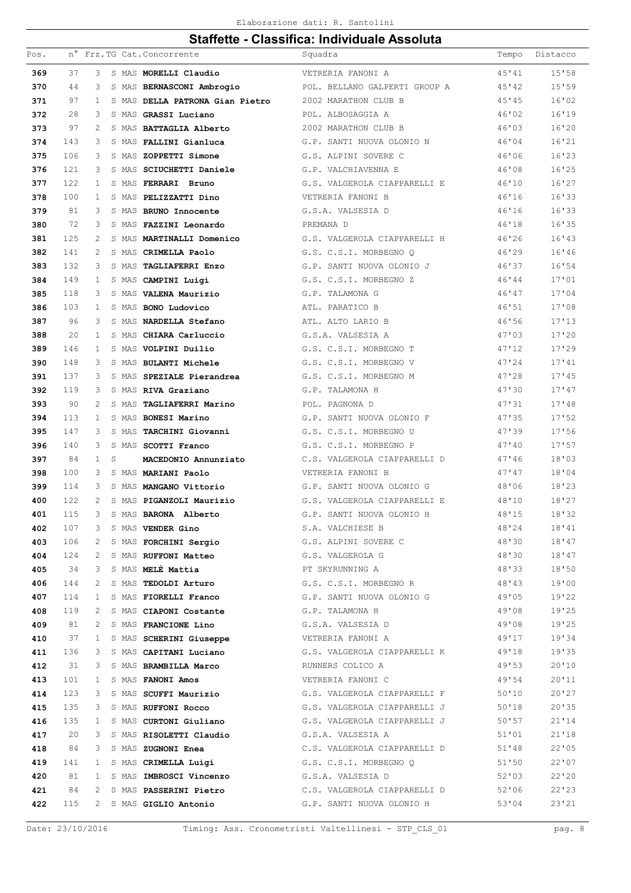Elaborazione dati: R. Santolini

## Staffette - Classifica: Individuale Assoluta

| Pos. | n° | Frz. | TG | Cat. | Concorrente | Squadra | Tempo | Distacco |
|---|---|---|---|---|---|---|---|---|
| **369** | 37 | 3 | S | MAS | **MORELLI Claudio** | VETRERIA FANONI A | 45'41 | 15'58 |
| **370** | 44 | 3 | S | MAS | **BERNASCONI Ambrogio** | POL. BELLANO GALPERTI GROUP A | 45'42 | 15'59 |
| **371** | 97 | 1 | S | MAS | **DELLA PATRONA Gian Pietro** | 2002 MARATHON CLUB B | 45'45 | 16'02 |
| **372** | 28 | 3 | S | MAS | **GRASSI Luciano** | POL. ALBOSAGGIA A | 46'02 | 16'19 |
| **373** | 97 | 2 | S | MAS | **BATTAGLIA Alberto** | 2002 MARATHON CLUB B | 46'03 | 16'20 |
| **374** | 143 | 3 | S | MAS | **FALLINI Gianluca** | G.P. SANTI NUOVA OLONIO N | 46'04 | 16'21 |
| **375** | 106 | 3 | S | MAS | **ZOPPETTI Simone** | G.S. ALPINI SOVERE C | 46'06 | 16'23 |
| **376** | 121 | 3 | S | MAS | **SCIUCHETTI Daniele** | G.P. VALCHIAVENNA E | 46'08 | 16'25 |
| **377** | 122 | 1 | S | MAS | **FERRARI Bruno** | G.S. VALGEROLA CIAPPARELLI E | 46'10 | 16'27 |
| **378** | 100 | 1 | S | MAS | **PELIZZATTI Dino** | VETRERIA FANONI B | 46'16 | 16'33 |
| **379** | 81 | 3 | S | MAS | **BRUNO Innocente** | G.S.A. VALSESIA D | 46'16 | 16'33 |
| **380** | 72 | 3 | S | MAS | **FAZZINI Leonardo** | PREMANA D | 46'18 | 16'35 |
| **381** | 125 | 2 | S | MAS | **MARTINALLI Domenico** | G.S. VALGEROLA CIAPPARELLI H | 46'26 | 16'43 |
| **382** | 141 | 2 | S | MAS | **CRIMELLA Paolo** | G.S. C.S.I. MORBEGNO Q | 46'29 | 16'46 |
| **383** | 132 | 3 | S | MAS | **TAGLIAFERRI Enzo** | G.P. SANTI NUOVA OLONIO J | 46'37 | 16'54 |
| **384** | 149 | 1 | S | MAS | **CAMPINI Luigi** | G.S. C.S.I. MORBEGNO Z | 46'44 | 17'01 |
| **385** | 118 | 3 | S | MAS | **VALENA Maurizio** | G.P. TALAMONA G | 46'47 | 17'04 |
| **386** | 103 | 1 | S | MAS | **BONO Ludovico** | ATL. PARATICO B | 46'51 | 17'08 |
| **387** | 96 | 3 | S | MAS | **NARDELLA Stefano** | ATL. ALTO LARIO B | 46'56 | 17'13 |
| **388** | 20 | 1 | S | MAS | **CHIARA Carluccio** | G.S.A. VALSESIA A | 47'03 | 17'20 |
| **389** | 146 | 1 | S | MAS | **VOLPINI Duilio** | G.S. C.S.I. MORBEGNO T | 47'12 | 17'29 |
| **390** | 148 | 3 | S | MAS | **BULANTI Michele** | G.S. C.S.I. MORBEGNO V | 47'24 | 17'41 |
| **391** | 137 | 3 | S | MAS | **SPEZIALE Pierandrea** | G.S. C.S.I. MORBEGNO M | 47'28 | 17'45 |
| **392** | 119 | 3 | S | MAS | **RIVA Graziano** | G.P. TALAMONA H | 47'30 | 17'47 |
| **393** | 90 | 2 | S | MAS | **TAGLIAFERRI Marino** | POL. PAGNONA D | 47'31 | 17'48 |
| **394** | 113 | 1 | S | MAS | **BONESI Marino** | G.P. SANTI NUOVA OLONIO F | 47'35 | 17'52 |
| **395** | 147 | 3 | S | MAS | **TARCHINI Giovanni** | G.S. C.S.I. MORBEGNO U | 47'39 | 17'56 |
| **396** | 140 | 3 | S | MAS | **SCOTTI Franco** | G.S. C.S.I. MORBEGNO P | 47'40 | 17'57 |
| **397** | 84 | 1 | S | | **MACEDONIO Annunziato** | C.S. VALGEROLA CIAPPARELLI D | 47'46 | 18'03 |
| **398** | 100 | 3 | S | MAS | **MARIANI Paolo** | VETRERIA FANONI B | 47'47 | 18'04 |
| **399** | 114 | 3 | S | MAS | **MANGANO Vittorio** | G.P. SANTI NUOVA OLONIO G | 48'06 | 18'23 |
| **400** | 122 | 2 | S | MAS | **PIGANZOLI Maurizio** | G.S. VALGEROLA CIAPPARELLI E | 48'10 | 18'27 |
| **401** | 115 | 3 | S | MAS | **BARONA Alberto** | G.P. SANTI NUOVA OLONIO H | 48'15 | 18'32 |
| **402** | 107 | 3 | S | MAS | **VENDER Gino** | S.A. VALCHIESE B | 48'24 | 18'41 |
| **403** | 106 | 2 | S | MAS | **FORCHINI Sergio** | G.S. ALPINI SOVERE C | 48'30 | 18'47 |
| **404** | 124 | 2 | S | MAS | **RUFFONI Matteo** | G.S. VALGEROLA G | 48'30 | 18'47 |
| **405** | 34 | 3 | S | MAS | **MELÈ Mattia** | PT SKYRUNNING A | 48'33 | 18'50 |
| **406** | 144 | 2 | S | MAS | **TEDOLDI Arturo** | G.S. C.S.I. MORBEGNO R | 48'43 | 19'00 |
| **407** | 114 | 1 | S | MAS | **FIORELLI Franco** | G.P. SANTI NUOVA OLONIO G | 49'05 | 19'22 |
| **408** | 119 | 2 | S | MAS | **CIAPONI Costante** | G.P. TALAMONA H | 49'08 | 19'25 |
| **409** | 81 | 2 | S | MAS | **FRANCIONE Lino** | G.S.A. VALSESIA D | 49'08 | 19'25 |
| **410** | 37 | 1 | S | MAS | **SCHERINI Giuseppe** | VETRERIA FANONI A | 49'17 | 19'34 |
| **411** | 136 | 3 | S | MAS | **CAPITANI Luciano** | G.S. VALGEROLA CIAPPARELLI K | 49'18 | 19'35 |
| **412** | 31 | 3 | S | MAS | **BRAMBILLA Marco** | RUNNERS COLICO A | 49'53 | 20'10 |
| **413** | 101 | 1 | S | MAS | **FANONI Amos** | VETRERIA FANONI C | 49'54 | 20'11 |
| **414** | 123 | 3 | S | MAS | **SCUFFI Maurizio** | G.S. VALGEROLA CIAPPARELLI F | 50'10 | 20'27 |
| **415** | 135 | 3 | S | MAS | **RUFFONI Rocco** | G.S. VALGEROLA CIAPPARELLI J | 50'18 | 20'35 |
| **416** | 135 | 1 | S | MAS | **CURTONI Giuliano** | G.S. VALGEROLA CIAPPARELLI J | 50'57 | 21'14 |
| **417** | 20 | 3 | S | MAS | **RISOLETTI Claudio** | G.S.A. VALSESIA A | 51'01 | 21'18 |
| **418** | 84 | 3 | S | MAS | **ZUGNONI Enea** | C.S. VALGEROLA CIAPPARELLI D | 51'48 | 22'05 |
| **419** | 141 | 1 | S | MAS | **CRIMELLA Luigi** | G.S. C.S.I. MORBEGNO Q | 51'50 | 22'07 |
| **420** | 81 | 1 | S | MAS | **IMBROSCI Vincenzo** | G.S.A. VALSESIA D | 52'03 | 22'20 |
| **421** | 84 | 2 | S | MAS | **PASSERINI Pietro** | C.S. VALGEROLA CIAPPARELLI D | 52'06 | 22'23 |
| **422** | 115 | 2 | S | MAS | **GIGLIO Antonio** | G.P. SANTI NUOVA OLONIO H | 53'04 | 23'21 |

Date: 23/10/2016 Timing: Ass. Cronometristi Valtellinesi - STP_CLS_01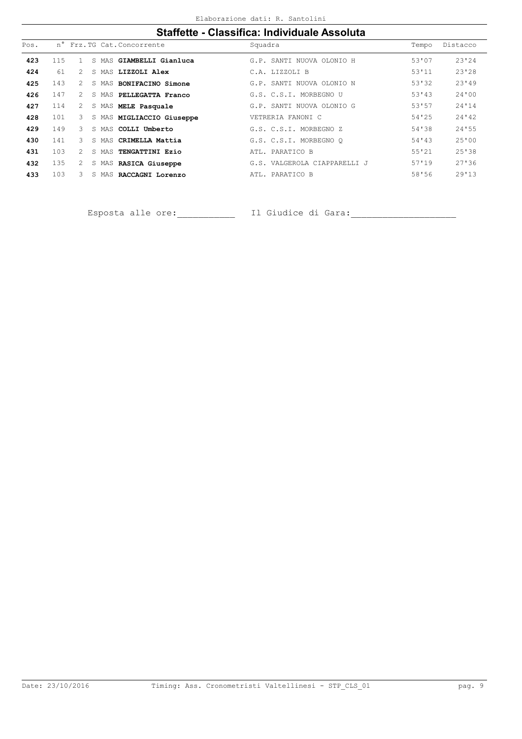## Staffette - Classifica: Individuale Assoluta

| Pos. | n° | Frz. | TG | Cat. | Concorrente | Squadra | Tempo | Distacco |
|---|---|---|---|---|---|---|---|---|
| **423** | 115 | 1 | S | MAS | **GIAMBELLI Gianluca** | G.P. SANTI NUOVA OLONIO H | 53'07 | 23'24 |
| **424** | 61 | 2 | S | MAS | **LIZZOLI Alex** | C.A. LIZZOLI B | 53'11 | 23'28 |
| **425** | 143 | 2 | S | MAS | **BONIFACINO Simone** | G.P. SANTI NUOVA OLONIO N | 53'32 | 23'49 |
| **426** | 147 | 2 | S | MAS | **PELLEGATTA Franco** | G.S. C.S.I. MORBEGNO U | 53'43 | 24'00 |
| **427** | 114 | 2 | S | MAS | **MELE Pasquale** | G.P. SANTI NUOVA OLONIO G | 53'57 | 24'14 |
| **428** | 101 | 3 | S | MAS | **MIGLIACCIO Giuseppe** | VETRERIA FANONI C | 54'25 | 24'42 |
| **429** | 149 | 3 | S | MAS | **COLLI Umberto** | G.S. C.S.I. MORBEGNO Z | 54'38 | 24'55 |
| **430** | 141 | 3 | S | MAS | **CRIMELLA Mattia** | G.S. C.S.I. MORBEGNO Q | 54'43 | 25'00 |
| **431** | 103 | 2 | S | MAS | **TENGATTINI Ezio** | ATL. PARATICO B | 55'21 | 25'38 |
| **432** | 135 | 2 | S | MAS | **RASICA Giuseppe** | G.S. VALGEROLA CIAPPARELLI J | 57'19 | 27'36 |
| **433** | 103 | 3 | S | MAS | **RACCAGNI Lorenzo** | ATL. PARATICO B | 58'56 | 29'13 |

Esposta alle ore:___________ Il Giudice di Gara:___________________